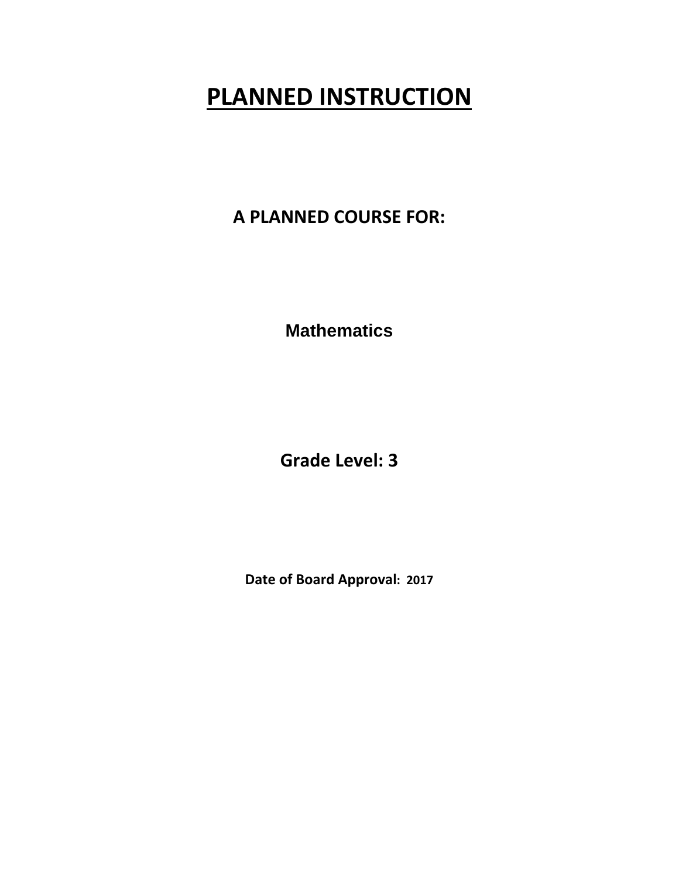# PLANNED INSTRUCTION

**A PLANNED COURSE FOR:**

**Mathematics**

**Grade Level: 3**

**Date of Board Approval: 2017**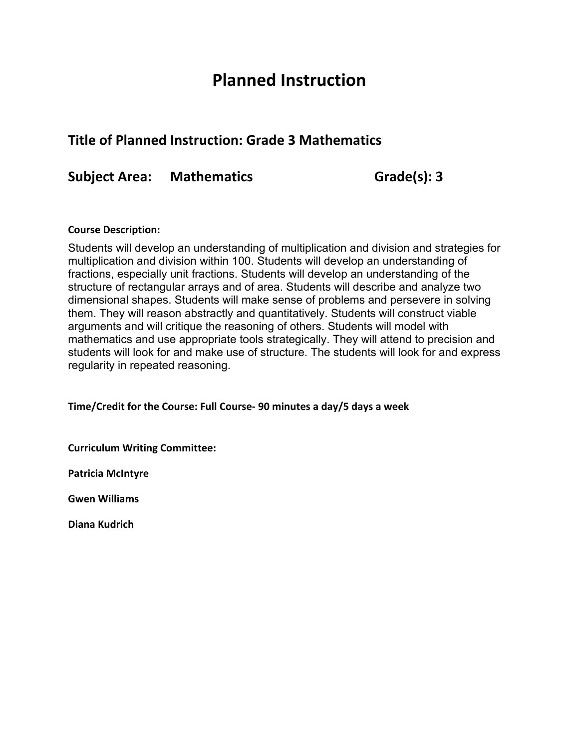# Planned Instruction

## Title of Planned Instruction: Grade 3 Mathematics

## Subject Area: Mathematics Grade(s): 3

**Course Description:**

Students will develop an understanding of multiplication and division and strategies for multiplication and division within 100. Students will develop an understanding of fractions, especially unit fractions. Students will develop an understanding of the structure of rectangular arrays and of area. Students will describe and analyze two dimensional shapes. Students will make sense of problems and persevere in solving them. They will reason abstractly and quantitatively. Students will construct viable arguments and will critique the reasoning of others. Students will model with mathematics and use appropriate tools strategically. They will attend to precision and students will look for and make use of structure. The students will look for and express regularity in repeated reasoning.

**Time/Credit for the Course: Full Course- 90 minutes a day/5 days a week**

**Curriculum Writing Committee:**

**Patricia McIntyre**

**Gwen Williams**

**Diana Kudrich**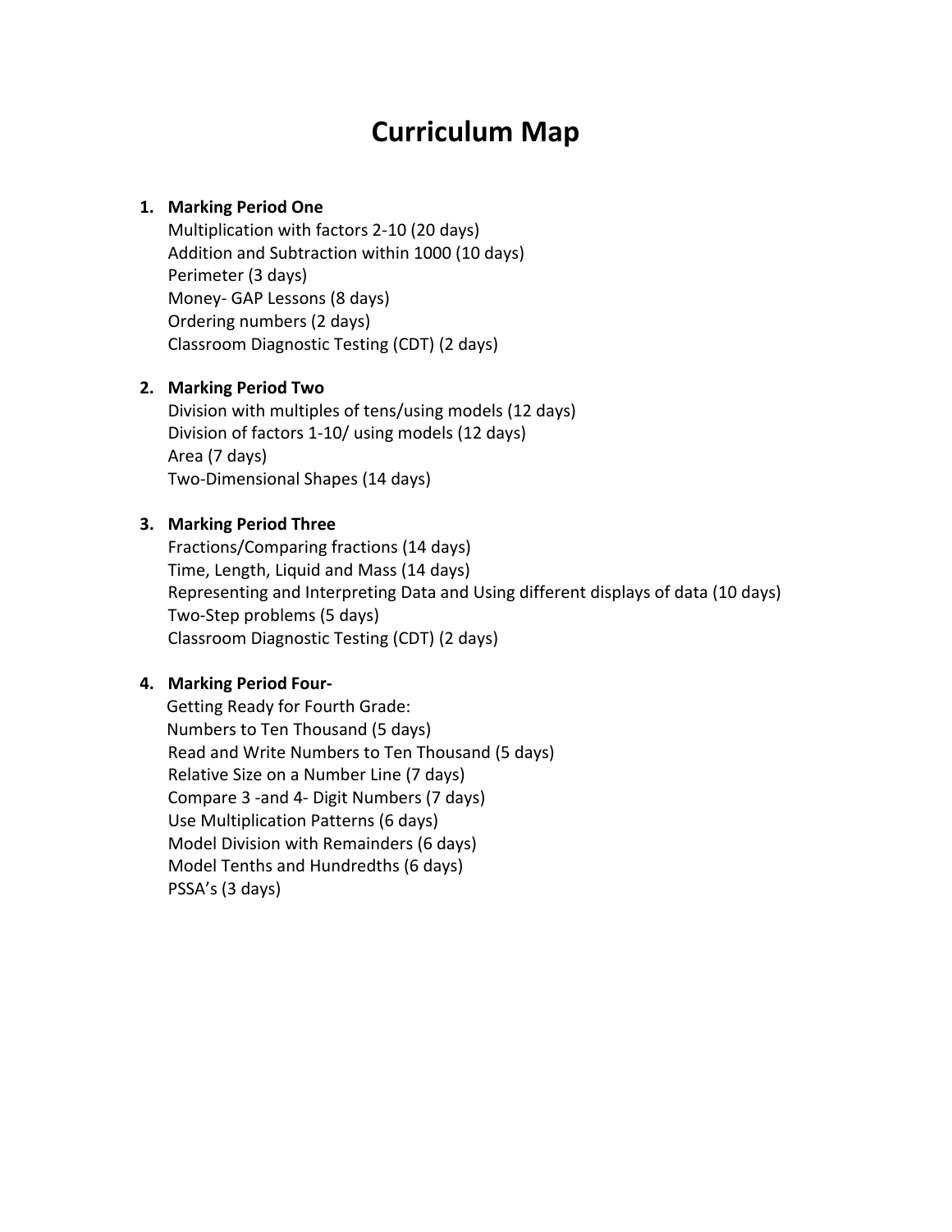# Curriculum Map

1. **Marking Period One**
   Multiplication with factors 2-10 (20 days)
   Addition and Subtraction within 1000 (10 days)
   Perimeter (3 days)
   Money- GAP Lessons (8 days)
   Ordering numbers (2 days)
   Classroom Diagnostic Testing (CDT) (2 days)

2. **Marking Period Two**
   Division with multiples of tens/using models (12 days)
   Division of factors 1-10/ using models (12 days)
   Area (7 days)
   Two-Dimensional Shapes (14 days)

3. **Marking Period Three**
   Fractions/Comparing fractions (14 days)
   Time, Length, Liquid and Mass (14 days)
   Representing and Interpreting Data and Using different displays of data (10 days)
   Two-Step problems (5 days)
   Classroom Diagnostic Testing (CDT) (2 days)

4. **Marking Period Four-**
   Getting Ready for Fourth Grade:
   Numbers to Ten Thousand (5 days)
   Read and Write Numbers to Ten Thousand (5 days)
   Relative Size on a Number Line (7 days)
   Compare 3 -and 4- Digit Numbers (7 days)
   Use Multiplication Patterns (6 days)
   Model Division with Remainders (6 days)
   Model Tenths and Hundredths (6 days)
   PSSA's (3 days)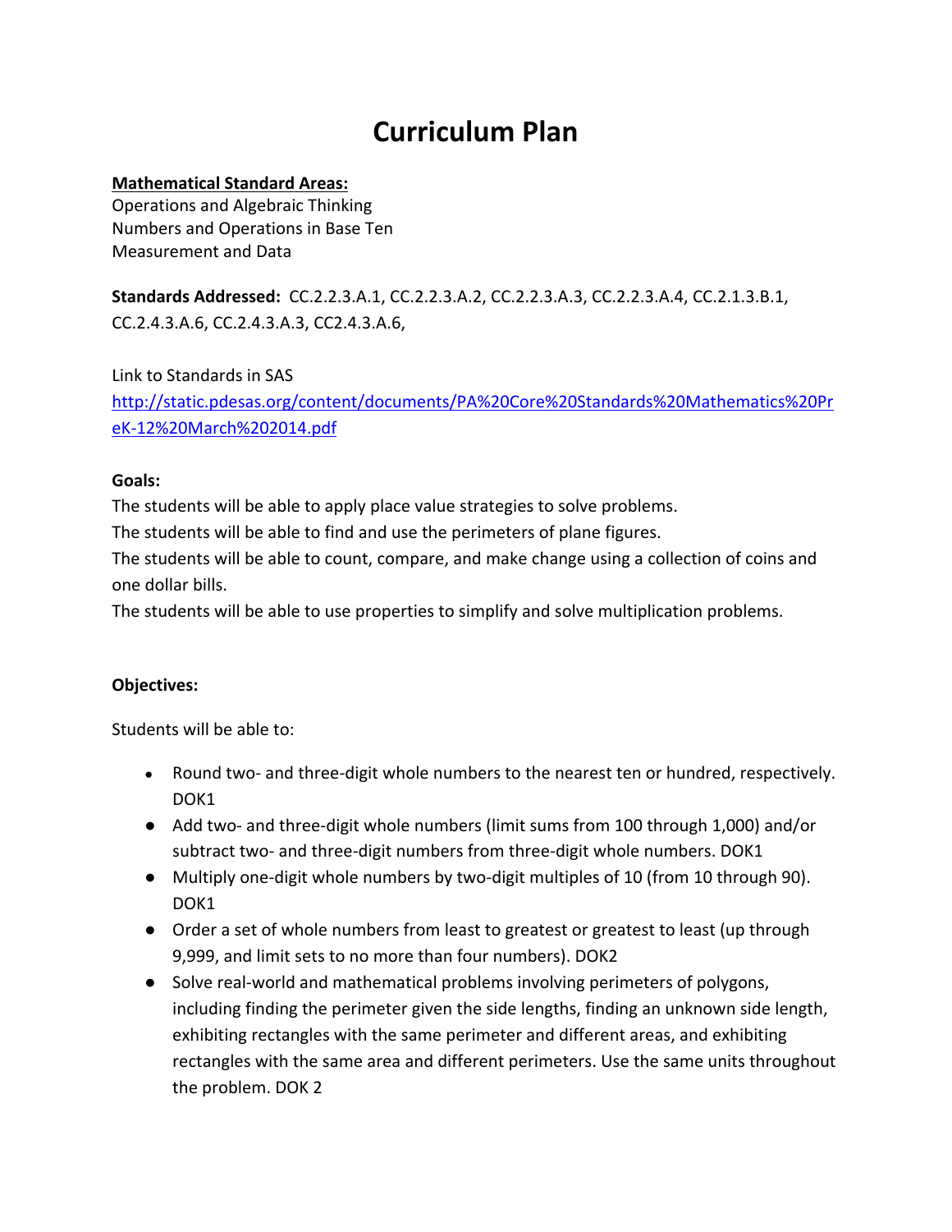# Curriculum Plan

**Mathematical Standard Areas:**
Operations and Algebraic Thinking
Numbers and Operations in Base Ten
Measurement and Data

**Standards Addressed:** CC.2.2.3.A.1, CC.2.2.3.A.2, CC.2.2.3.A.3, CC.2.2.3.A.4, CC.2.1.3.B.1, CC.2.4.3.A.6, CC.2.4.3.A.3, CC2.4.3.A.6,

Link to Standards in SAS
[http://static.pdesas.org/content/documents/PA%20Core%20Standards%20Mathematics%20PreK-12%20March%202014.pdf](http://static.pdesas.org/content/documents/PA%20Core%20Standards%20Mathematics%20PreK-12%20March%202014.pdf)

**Goals:**
The students will be able to apply place value strategies to solve problems.
The students will be able to find and use the perimeters of plane figures.
The students will be able to count, compare, and make change using a collection of coins and one dollar bills.
The students will be able to use properties to simplify and solve multiplication problems.

**Objectives:**

Students will be able to:

- Round two- and three-digit whole numbers to the nearest ten or hundred, respectively. DOK1
- Add two- and three-digit whole numbers (limit sums from 100 through 1,000) and/or subtract two- and three-digit numbers from three-digit whole numbers. DOK1
- Multiply one-digit whole numbers by two-digit multiples of 10 (from 10 through 90). DOK1
- Order a set of whole numbers from least to greatest or greatest to least (up through 9,999, and limit sets to no more than four numbers). DOK2
- Solve real-world and mathematical problems involving perimeters of polygons, including finding the perimeter given the side lengths, finding an unknown side length, exhibiting rectangles with the same perimeter and different areas, and exhibiting rectangles with the same area and different perimeters. Use the same units throughout the problem. DOK 2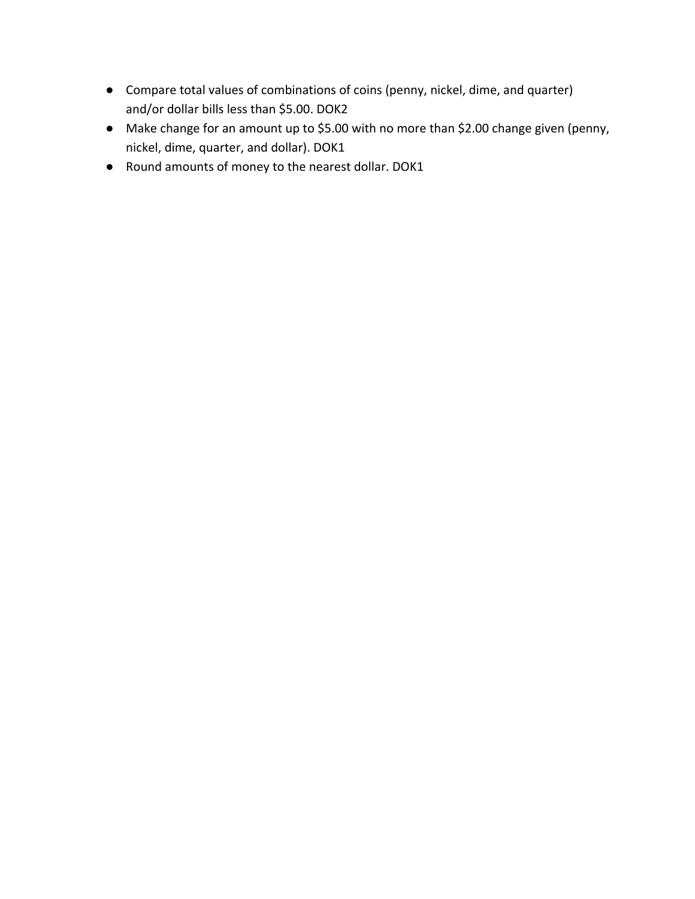- Compare total values of combinations of coins (penny, nickel, dime, and quarter) and/or dollar bills less than $5.00. DOK2
- Make change for an amount up to $5.00 with no more than $2.00 change given (penny, nickel, dime, quarter, and dollar). DOK1
- Round amounts of money to the nearest dollar. DOK1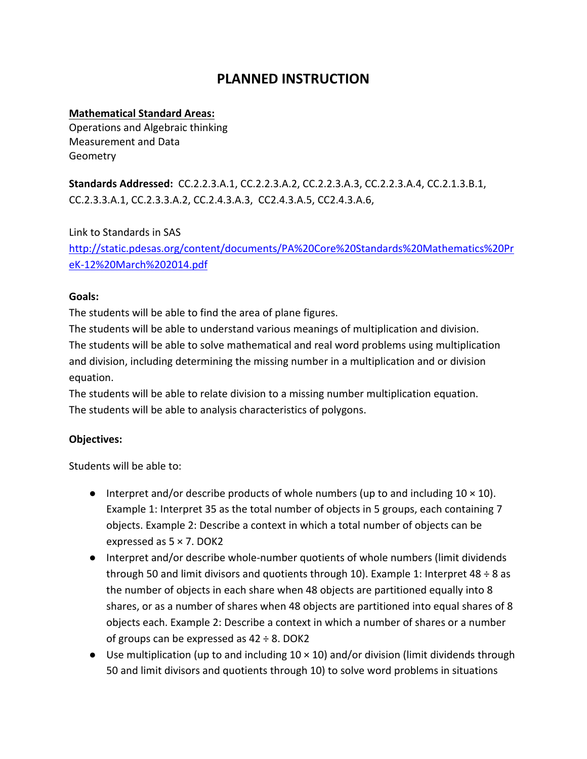# PLANNED INSTRUCTION

**Mathematical Standard Areas:**
Operations and Algebraic thinking
Measurement and Data
Geometry

**Standards Addressed:** CC.2.2.3.A.1, CC.2.2.3.A.2, CC.2.2.3.A.3, CC.2.2.3.A.4, CC.2.1.3.B.1, CC.2.3.3.A.1, CC.2.3.3.A.2, CC.2.4.3.A.3, CC2.4.3.A.5, CC2.4.3.A.6,

Link to Standards in SAS
[http://static.pdesas.org/content/documents/PA%20Core%20Standards%20Mathematics%20PreK-12%20March%202014.pdf](http://static.pdesas.org/content/documents/PA%20Core%20Standards%20Mathematics%20PreK-12%20March%202014.pdf)

**Goals:**
The students will be able to find the area of plane figures.
The students will be able to understand various meanings of multiplication and division.
The students will be able to solve mathematical and real word problems using multiplication and division, including determining the missing number in a multiplication and or division equation.
The students will be able to relate division to a missing number multiplication equation.
The students will be able to analysis characteristics of polygons.

**Objectives:**

Students will be able to:

- Interpret and/or describe products of whole numbers (up to and including 10 × 10). Example 1: Interpret 35 as the total number of objects in 5 groups, each containing 7 objects. Example 2: Describe a context in which a total number of objects can be expressed as 5 × 7. DOK2
- Interpret and/or describe whole-number quotients of whole numbers (limit dividends through 50 and limit divisors and quotients through 10). Example 1: Interpret 48 ÷ 8 as the number of objects in each share when 48 objects are partitioned equally into 8 shares, or as a number of shares when 48 objects are partitioned into equal shares of 8 objects each. Example 2: Describe a context in which a number of shares or a number of groups can be expressed as 42 ÷ 8. DOK2
- Use multiplication (up to and including 10 × 10) and/or division (limit dividends through 50 and limit divisors and quotients through 10) to solve word problems in situations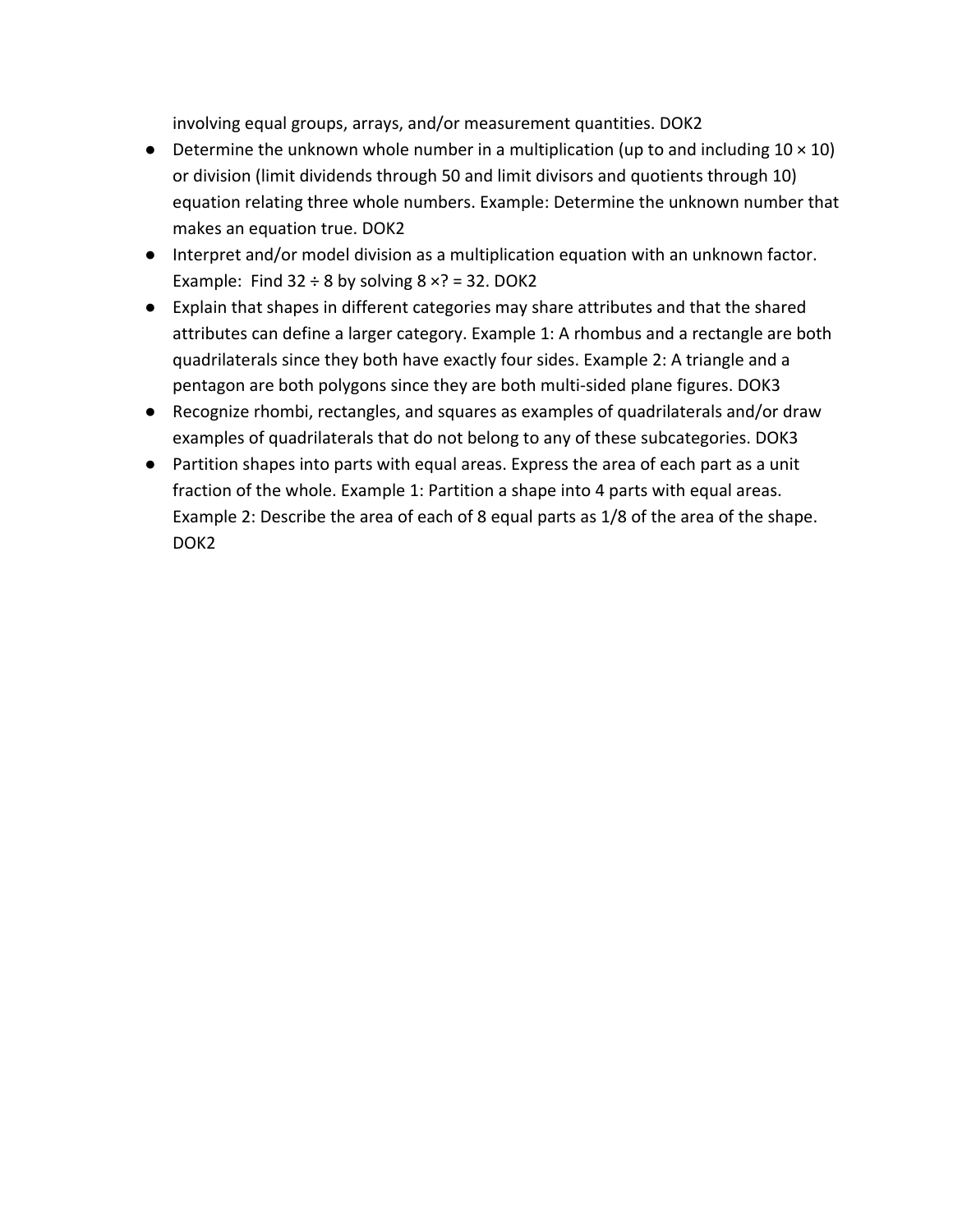involving equal groups, arrays, and/or measurement quantities. DOK2

- Determine the unknown whole number in a multiplication (up to and including $10 \times 10$) or division (limit dividends through 50 and limit divisors and quotients through 10) equation relating three whole numbers. Example: Determine the unknown number that makes an equation true. DOK2
- Interpret and/or model division as a multiplication equation with an unknown factor. Example: Find $32 \div 8$ by solving $8 \times ? = 32$. DOK2
- Explain that shapes in different categories may share attributes and that the shared attributes can define a larger category. Example 1: A rhombus and a rectangle are both quadrilaterals since they both have exactly four sides. Example 2: A triangle and a pentagon are both polygons since they are both multi-sided plane figures. DOK3
- Recognize rhombi, rectangles, and squares as examples of quadrilaterals and/or draw examples of quadrilaterals that do not belong to any of these subcategories. DOK3
- Partition shapes into parts with equal areas. Express the area of each part as a unit fraction of the whole. Example 1: Partition a shape into 4 parts with equal areas. Example 2: Describe the area of each of 8 equal parts as 1/8 of the area of the shape. DOK2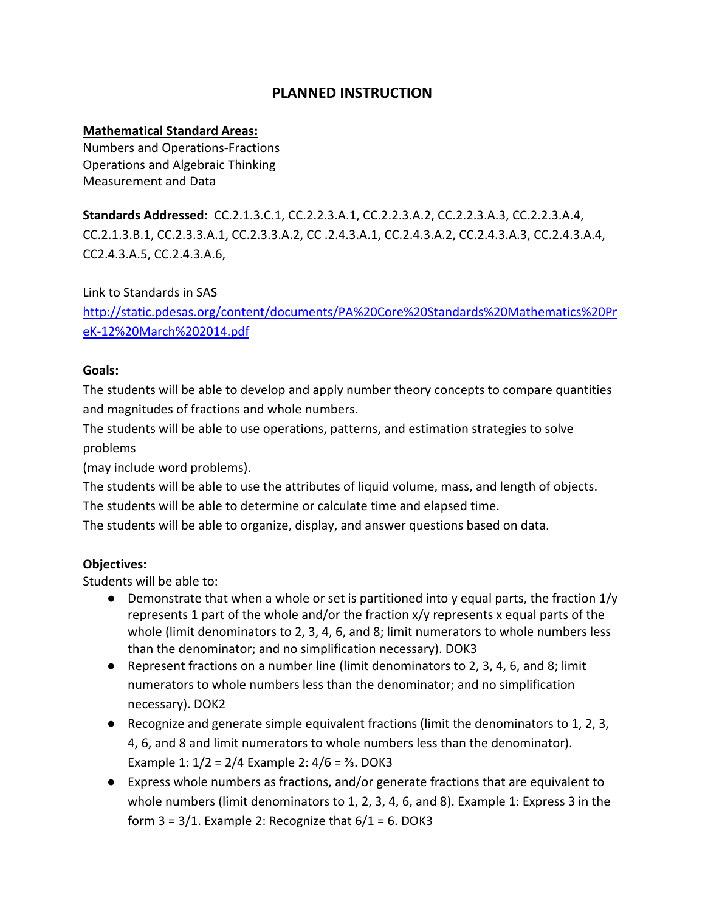# PLANNED INSTRUCTION

**Mathematical Standard Areas:**
Numbers and Operations-Fractions
Operations and Algebraic Thinking
Measurement and Data

**Standards Addressed:** CC.2.1.3.C.1, CC.2.2.3.A.1, CC.2.2.3.A.2, CC.2.2.3.A.3, CC.2.2.3.A.4, CC.2.1.3.B.1, CC.2.3.3.A.1, CC.2.3.3.A.2, CC .2.4.3.A.1, CC.2.4.3.A.2, CC.2.4.3.A.3, CC.2.4.3.A.4, CC2.4.3.A.5, CC.2.4.3.A.6,

Link to Standards in SAS
http://static.pdesas.org/content/documents/PA%20Core%20Standards%20Mathematics%20PreK-12%20March%202014.pdf

**Goals:**
The students will be able to develop and apply number theory concepts to compare quantities and magnitudes of fractions and whole numbers.
The students will be able to use operations, patterns, and estimation strategies to solve problems
(may include word problems).
The students will be able to use the attributes of liquid volume, mass, and length of objects.
The students will be able to determine or calculate time and elapsed time.
The students will be able to organize, display, and answer questions based on data.

**Objectives:**
Students will be able to:

- Demonstrate that when a whole or set is partitioned into y equal parts, the fraction $1/y$ represents 1 part of the whole and/or the fraction $x/y$ represents x equal parts of the whole (limit denominators to 2, 3, 4, 6, and 8; limit numerators to whole numbers less than the denominator; and no simplification necessary). DOK3
- Represent fractions on a number line (limit denominators to 2, 3, 4, 6, and 8; limit numerators to whole numbers less than the denominator; and no simplification necessary). DOK2
- Recognize and generate simple equivalent fractions (limit the denominators to 1, 2, 3, 4, 6, and 8 and limit numerators to whole numbers less than the denominator). Example 1: $1/2 = 2/4$ Example 2: $4/6 = 2/3$. DOK3
- Express whole numbers as fractions, and/or generate fractions that are equivalent to whole numbers (limit denominators to 1, 2, 3, 4, 6, and 8). Example 1: Express 3 in the form $3 = 3/1$. Example 2: Recognize that $6/1 = 6$. DOK3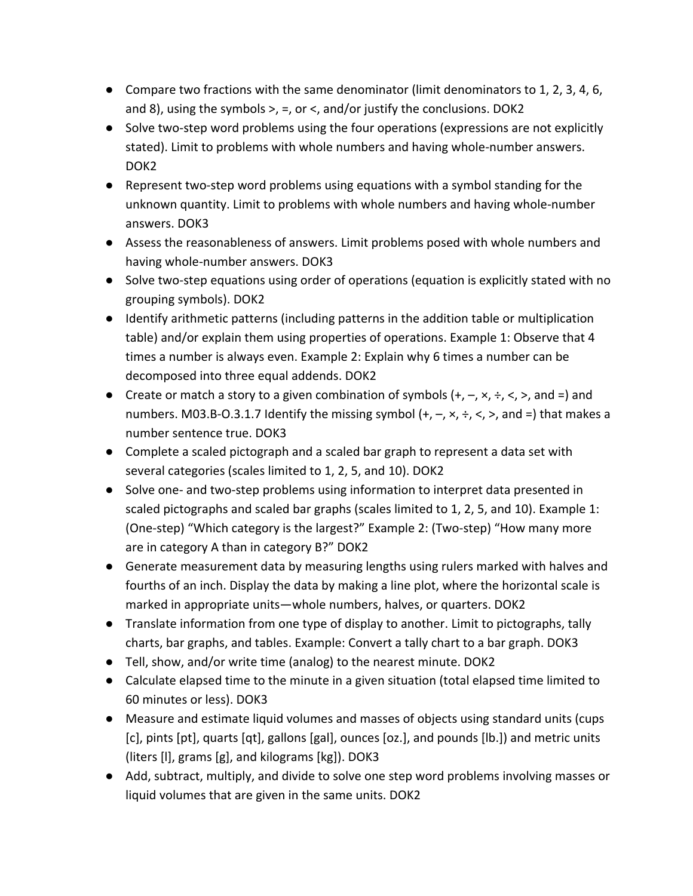- Compare two fractions with the same denominator (limit denominators to 1, 2, 3, 4, 6, and 8), using the symbols >, =, or <, and/or justify the conclusions. DOK2
- Solve two-step word problems using the four operations (expressions are not explicitly stated). Limit to problems with whole numbers and having whole-number answers. DOK2
- Represent two-step word problems using equations with a symbol standing for the unknown quantity. Limit to problems with whole numbers and having whole-number answers. DOK3
- Assess the reasonableness of answers. Limit problems posed with whole numbers and having whole-number answers. DOK3
- Solve two-step equations using order of operations (equation is explicitly stated with no grouping symbols). DOK2
- Identify arithmetic patterns (including patterns in the addition table or multiplication table) and/or explain them using properties of operations. Example 1: Observe that 4 times a number is always even. Example 2: Explain why 6 times a number can be decomposed into three equal addends. DOK2
- Create or match a story to a given combination of symbols (+, –, ×, ÷, <, >, and =) and numbers. M03.B-O.3.1.7 Identify the missing symbol (+, –, ×, ÷, <, >, and =) that makes a number sentence true. DOK3
- Complete a scaled pictograph and a scaled bar graph to represent a data set with several categories (scales limited to 1, 2, 5, and 10). DOK2
- Solve one- and two-step problems using information to interpret data presented in scaled pictographs and scaled bar graphs (scales limited to 1, 2, 5, and 10). Example 1: (One-step) "Which category is the largest?" Example 2: (Two-step) "How many more are in category A than in category B?" DOK2
- Generate measurement data by measuring lengths using rulers marked with halves and fourths of an inch. Display the data by making a line plot, where the horizontal scale is marked in appropriate units—whole numbers, halves, or quarters. DOK2
- Translate information from one type of display to another. Limit to pictographs, tally charts, bar graphs, and tables. Example: Convert a tally chart to a bar graph. DOK3
- Tell, show, and/or write time (analog) to the nearest minute. DOK2
- Calculate elapsed time to the minute in a given situation (total elapsed time limited to 60 minutes or less). DOK3
- Measure and estimate liquid volumes and masses of objects using standard units (cups [c], pints [pt], quarts [qt], gallons [gal], ounces [oz.], and pounds [lb.]) and metric units (liters [l], grams [g], and kilograms [kg]). DOK3
- Add, subtract, multiply, and divide to solve one step word problems involving masses or liquid volumes that are given in the same units. DOK2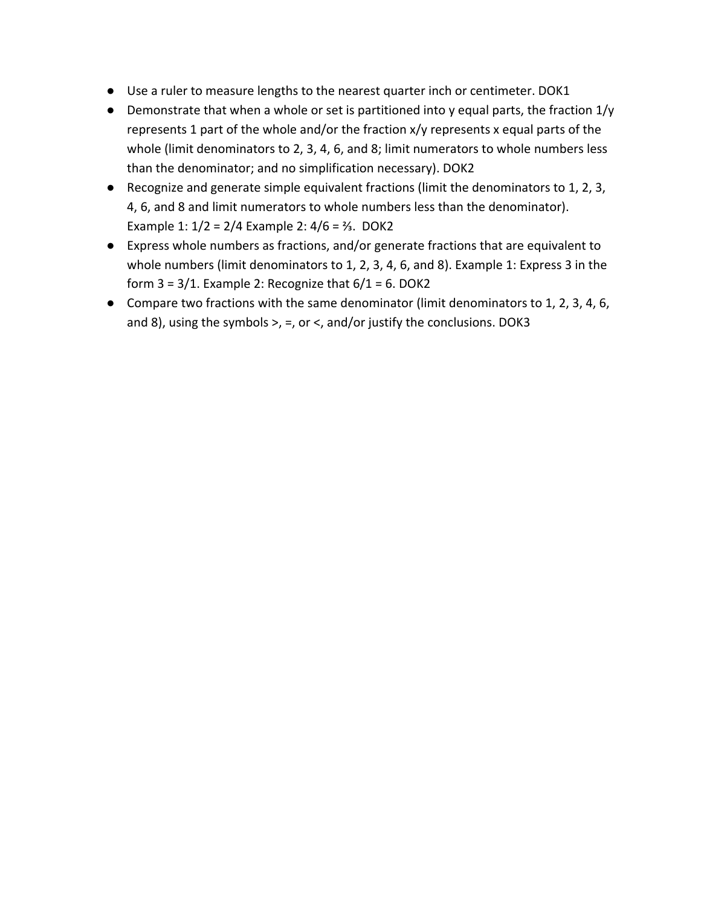- Use a ruler to measure lengths to the nearest quarter inch or centimeter. DOK1
- Demonstrate that when a whole or set is partitioned into y equal parts, the fraction 1/y represents 1 part of the whole and/or the fraction x/y represents x equal parts of the whole (limit denominators to 2, 3, 4, 6, and 8; limit numerators to whole numbers less than the denominator; and no simplification necessary). DOK2
- Recognize and generate simple equivalent fractions (limit the denominators to 1, 2, 3, 4, 6, and 8 and limit numerators to whole numbers less than the denominator). Example 1: 1/2 = 2/4 Example 2: 4/6 = ⅔. DOK2
- Express whole numbers as fractions, and/or generate fractions that are equivalent to whole numbers (limit denominators to 1, 2, 3, 4, 6, and 8). Example 1: Express 3 in the form 3 = 3/1. Example 2: Recognize that 6/1 = 6. DOK2
- Compare two fractions with the same denominator (limit denominators to 1, 2, 3, 4, 6, and 8), using the symbols >, =, or <, and/or justify the conclusions. DOK3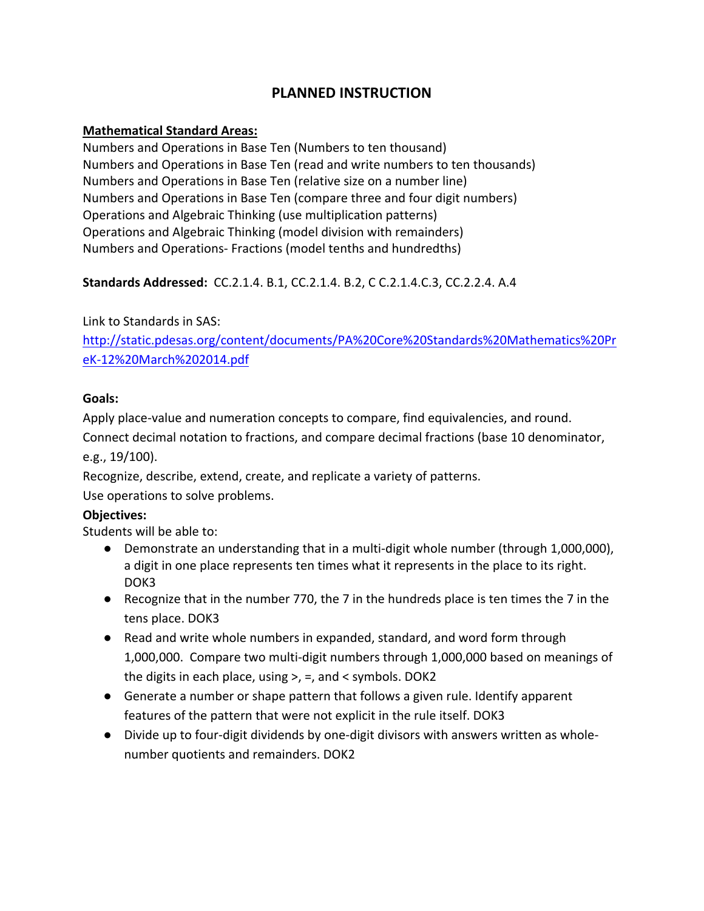# PLANNED INSTRUCTION

**Mathematical Standard Areas:**

Numbers and Operations in Base Ten (Numbers to ten thousand)
Numbers and Operations in Base Ten (read and write numbers to ten thousands)
Numbers and Operations in Base Ten (relative size on a number line)
Numbers and Operations in Base Ten (compare three and four digit numbers)
Operations and Algebraic Thinking (use multiplication patterns)
Operations and Algebraic Thinking (model division with remainders)
Numbers and Operations- Fractions (model tenths and hundredths)

**Standards Addressed:** CC.2.1.4. B.1, CC.2.1.4. B.2, C C.2.1.4.C.3, CC.2.2.4. A.4

Link to Standards in SAS:
[http://static.pdesas.org/content/documents/PA%20Core%20Standards%20Mathematics%20PreK-12%20March%202014.pdf](http://static.pdesas.org/content/documents/PA%20Core%20Standards%20Mathematics%20PreK-12%20March%202014.pdf)

**Goals:**

Apply place-value and numeration concepts to compare, find equivalencies, and round.
Connect decimal notation to fractions, and compare decimal fractions (base 10 denominator, e.g., 19/100).
Recognize, describe, extend, create, and replicate a variety of patterns.
Use operations to solve problems.

**Objectives:**

Students will be able to:

- Demonstrate an understanding that in a multi-digit whole number (through 1,000,000), a digit in one place represents ten times what it represents in the place to its right. DOK3
- Recognize that in the number 770, the 7 in the hundreds place is ten times the 7 in the tens place. DOK3
- Read and write whole numbers in expanded, standard, and word form through 1,000,000. Compare two multi-digit numbers through 1,000,000 based on meanings of the digits in each place, using >, =, and < symbols. DOK2
- Generate a number or shape pattern that follows a given rule. Identify apparent features of the pattern that were not explicit in the rule itself. DOK3
- Divide up to four-digit dividends by one-digit divisors with answers written as whole-number quotients and remainders. DOK2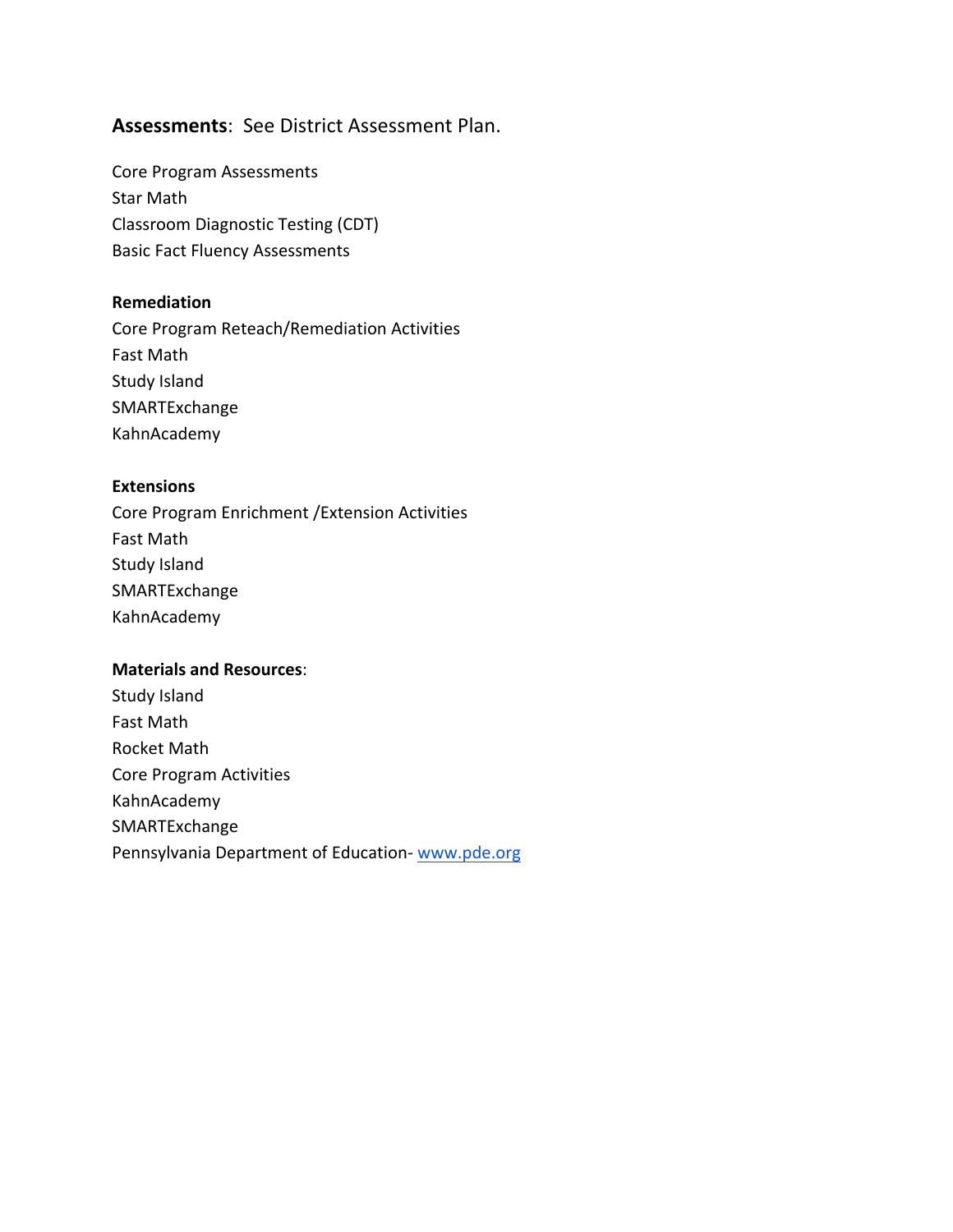**Assessments**: See District Assessment Plan.

Core Program Assessments
Star Math
Classroom Diagnostic Testing (CDT)
Basic Fact Fluency Assessments

**Remediation**
Core Program Reteach/Remediation Activities
Fast Math
Study Island
SMARTExchange
KahnAcademy

**Extensions**
Core Program Enrichment /Extension Activities
Fast Math
Study Island
SMARTExchange
KahnAcademy

**Materials and Resources**:
Study Island
Fast Math
Rocket Math
Core Program Activities
KahnAcademy
SMARTExchange
Pennsylvania Department of Education- www.pde.org